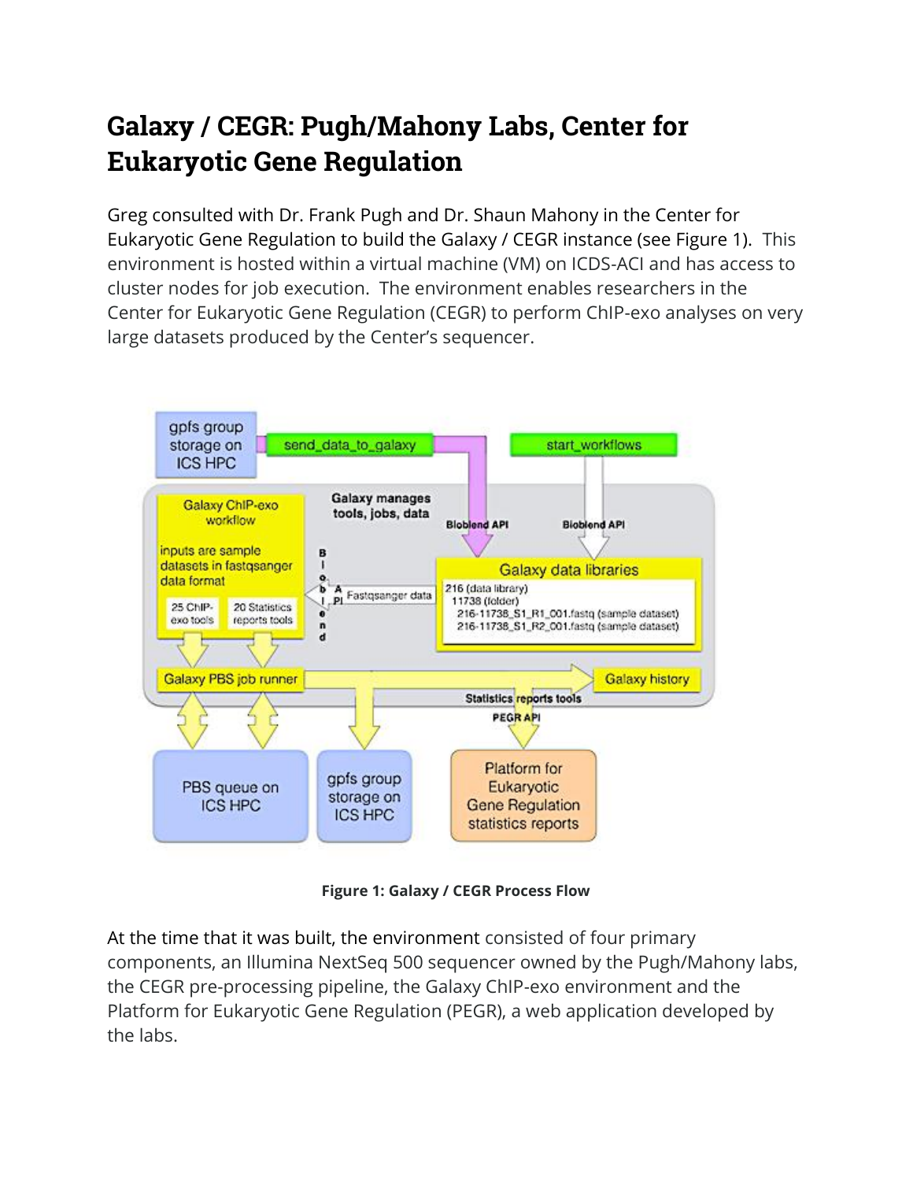# Galaxy / CEGR: Pugh/Mahony Labs, Center for Eukaryotic Gene Regulation

Greg consulted with Dr. Frank Pugh and Dr. Shaun Mahony in the Center for Eukaryotic Gene Regulation to build the Galaxy / CEGR instance (see Figure 1). This environment is hosted within a virtual machine (VM) on ICDS-ACI and has access to cluster nodes for job execution. The environment enables researchers in the Center for Eukaryotic Gene Regulation (CEGR) to perform ChIP-exo analyses on very large datasets produced by the Center's sequencer.

**Figure 1: Galaxy / CEGR Process Flow**

At the time that it was built, the environment consisted of four primary components, an Illumina NextSeq 500 sequencer owned by the Pugh/Mahony labs, the CEGR pre-processing pipeline, the Galaxy ChIP-exo environment and the Platform for Eukaryotic Gene Regulation (PEGR), a web application developed by the labs.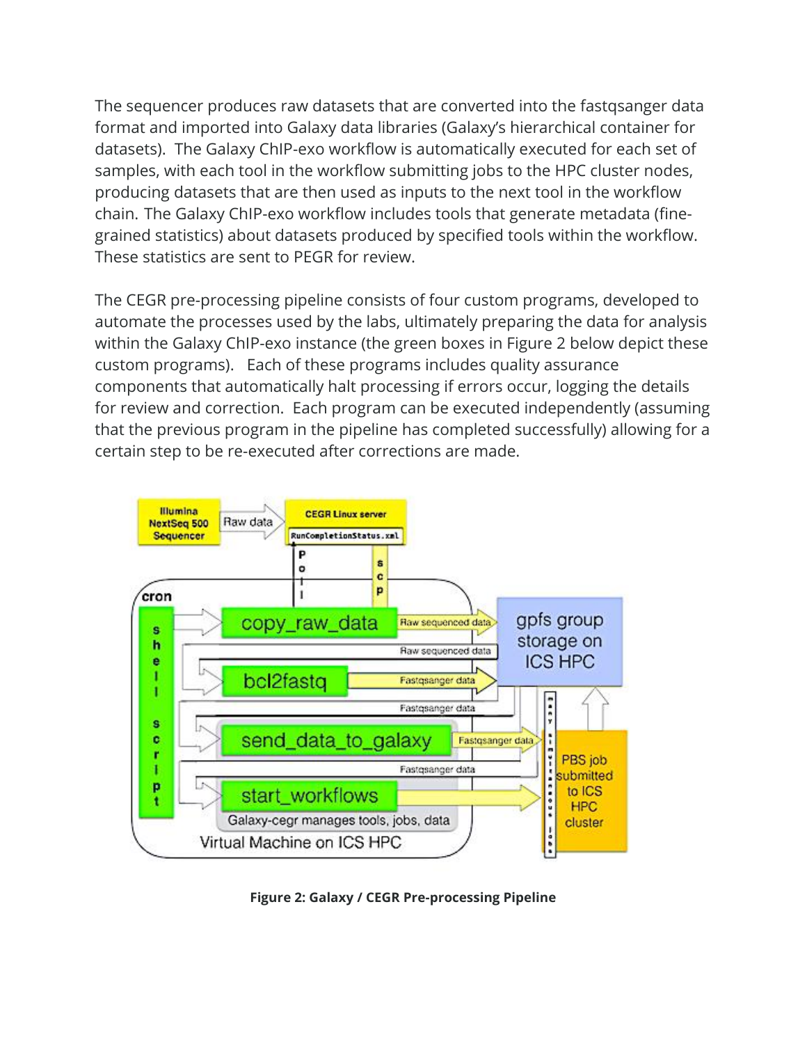The sequencer produces raw datasets that are converted into the fastqsanger data format and imported into Galaxy data libraries (Galaxy's hierarchical container for datasets). The Galaxy ChIP-exo workflow is automatically executed for each set of samples, with each tool in the workflow submitting jobs to the HPC cluster nodes, producing datasets that are then used as inputs to the next tool in the workflow chain. The Galaxy ChIP-exo workflow includes tools that generate metadata (fine-grained statistics) about datasets produced by specified tools within the workflow. These statistics are sent to PEGR for review.

The CEGR pre-processing pipeline consists of four custom programs, developed to automate the processes used by the labs, ultimately preparing the data for analysis within the Galaxy ChIP-exo instance (the green boxes in Figure 2 below depict these custom programs). Each of these programs includes quality assurance components that automatically halt processing if errors occur, logging the details for review and correction. Each program can be executed independently (assuming that the previous program in the pipeline has completed successfully) allowing for a certain step to be re-executed after corrections are made.

**Figure 2: Galaxy / CEGR Pre-processing Pipeline**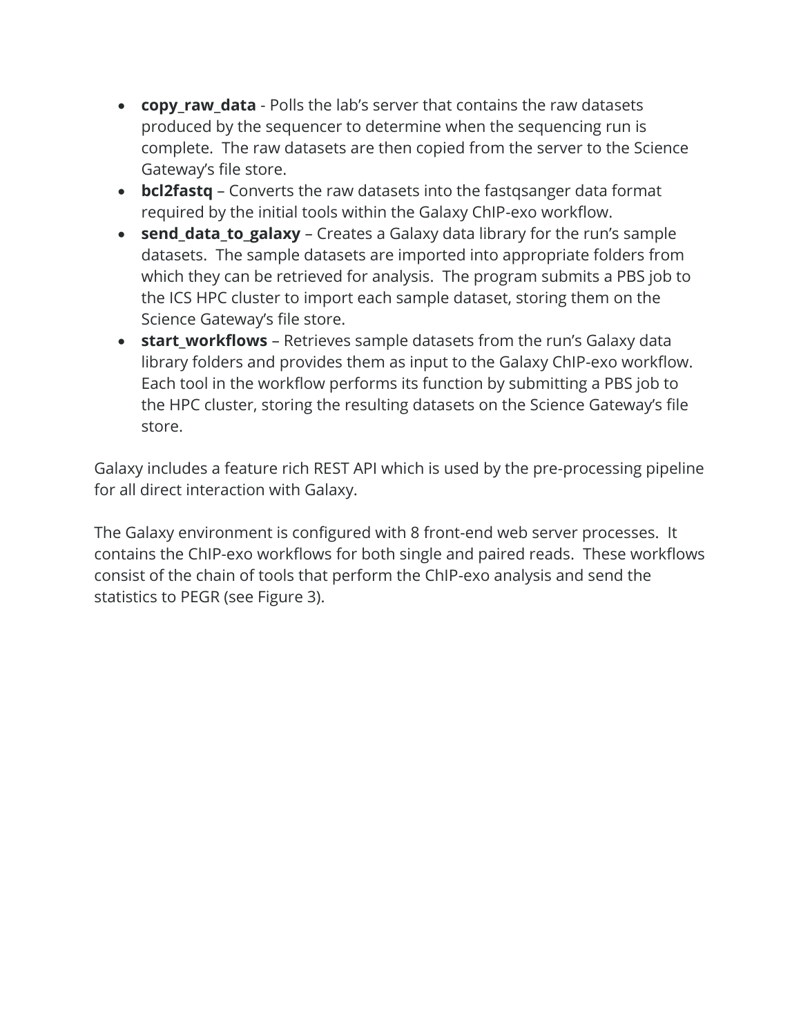- **copy_raw_data** - Polls the lab's server that contains the raw datasets produced by the sequencer to determine when the sequencing run is complete. The raw datasets are then copied from the server to the Science Gateway's file store.
- **bcl2fastq** – Converts the raw datasets into the fastqsanger data format required by the initial tools within the Galaxy ChIP-exo workflow.
- **send_data_to_galaxy** – Creates a Galaxy data library for the run's sample datasets. The sample datasets are imported into appropriate folders from which they can be retrieved for analysis. The program submits a PBS job to the ICS HPC cluster to import each sample dataset, storing them on the Science Gateway's file store.
- **start_workflows** – Retrieves sample datasets from the run's Galaxy data library folders and provides them as input to the Galaxy ChIP-exo workflow. Each tool in the workflow performs its function by submitting a PBS job to the HPC cluster, storing the resulting datasets on the Science Gateway's file store.

Galaxy includes a feature rich REST API which is used by the pre-processing pipeline for all direct interaction with Galaxy.

The Galaxy environment is configured with 8 front-end web server processes. It contains the ChIP-exo workflows for both single and paired reads. These workflows consist of the chain of tools that perform the ChIP-exo analysis and send the statistics to PEGR (see Figure 3).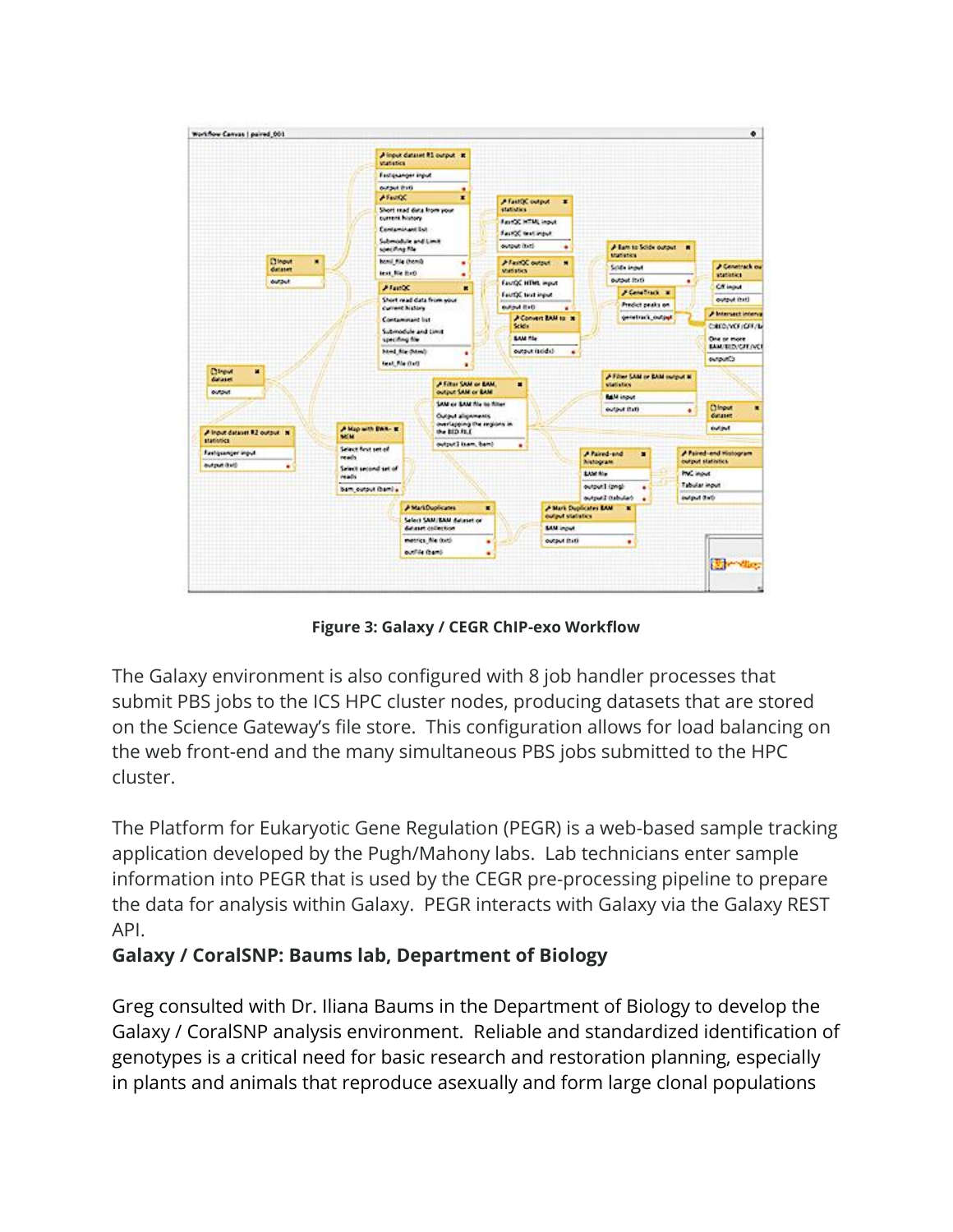Figure 3: Galaxy / CEGR ChIP-exo Workflow

The Galaxy environment is also configured with 8 job handler processes that submit PBS jobs to the ICS HPC cluster nodes, producing datasets that are stored on the Science Gateway's file store. This configuration allows for load balancing on the web front-end and the many simultaneous PBS jobs submitted to the HPC cluster.

The Platform for Eukaryotic Gene Regulation (PEGR) is a web-based sample tracking application developed by the Pugh/Mahony labs. Lab technicians enter sample information into PEGR that is used by the CEGR pre-processing pipeline to prepare the data for analysis within Galaxy. PEGR interacts with Galaxy via the Galaxy REST API.

**Galaxy / CoralSNP: Baums lab, Department of Biology**

Greg consulted with Dr. Iliana Baums in the Department of Biology to develop the Galaxy / CoralSNP analysis environment. Reliable and standardized identification of genotypes is a critical need for basic research and restoration planning, especially in plants and animals that reproduce asexually and form large clonal populations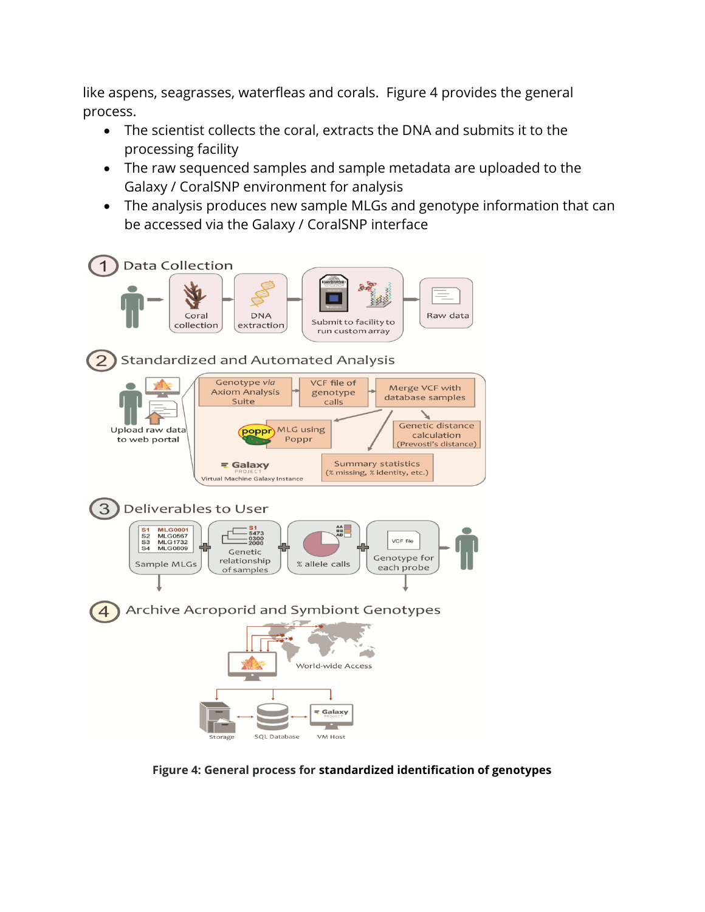like aspens, seagrasses, waterfleas and corals. Figure 4 provides the general process.

- The scientist collects the coral, extracts the DNA and submits it to the processing facility
- The raw sequenced samples and sample metadata are uploaded to the Galaxy / CoralSNP environment for analysis
- The analysis produces new sample MLGs and genotype information that can be accessed via the Galaxy / CoralSNP interface

**Figure 4: General process for standardized identification of genotypes**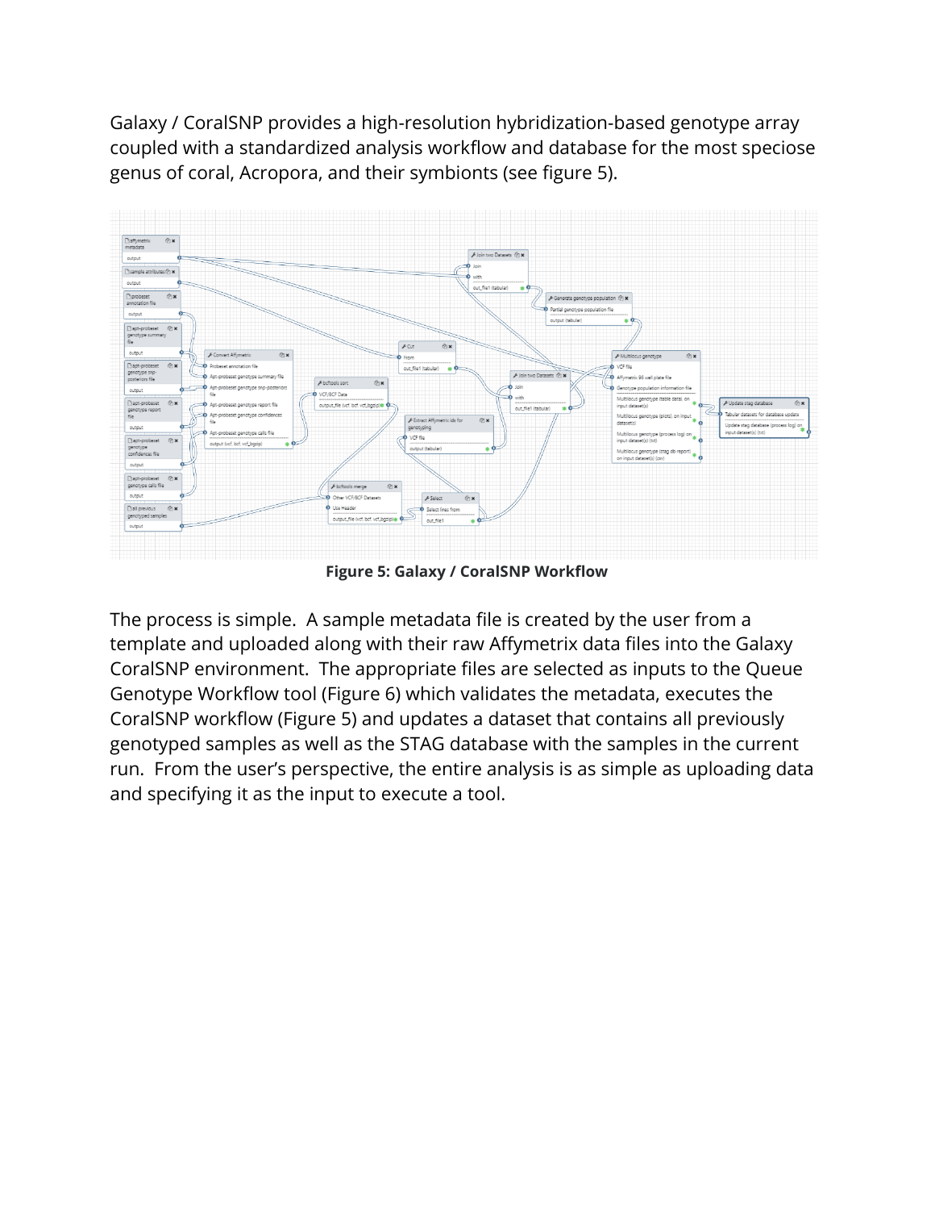Galaxy / CoralSNP provides a high-resolution hybridization-based genotype array coupled with a standardized analysis workflow and database for the most speciose genus of coral, Acropora, and their symbionts (see figure 5).

**Figure 5: Galaxy / CoralSNP Workflow**

The process is simple. A sample metadata file is created by the user from a template and uploaded along with their raw Affymetrix data files into the Galaxy CoralSNP environment. The appropriate files are selected as inputs to the Queue Genotype Workflow tool (Figure 6) which validates the metadata, executes the CoralSNP workflow (Figure 5) and updates a dataset that contains all previously genotyped samples as well as the STAG database with the samples in the current run. From the user's perspective, the entire analysis is as simple as uploading data and specifying it as the input to execute a tool.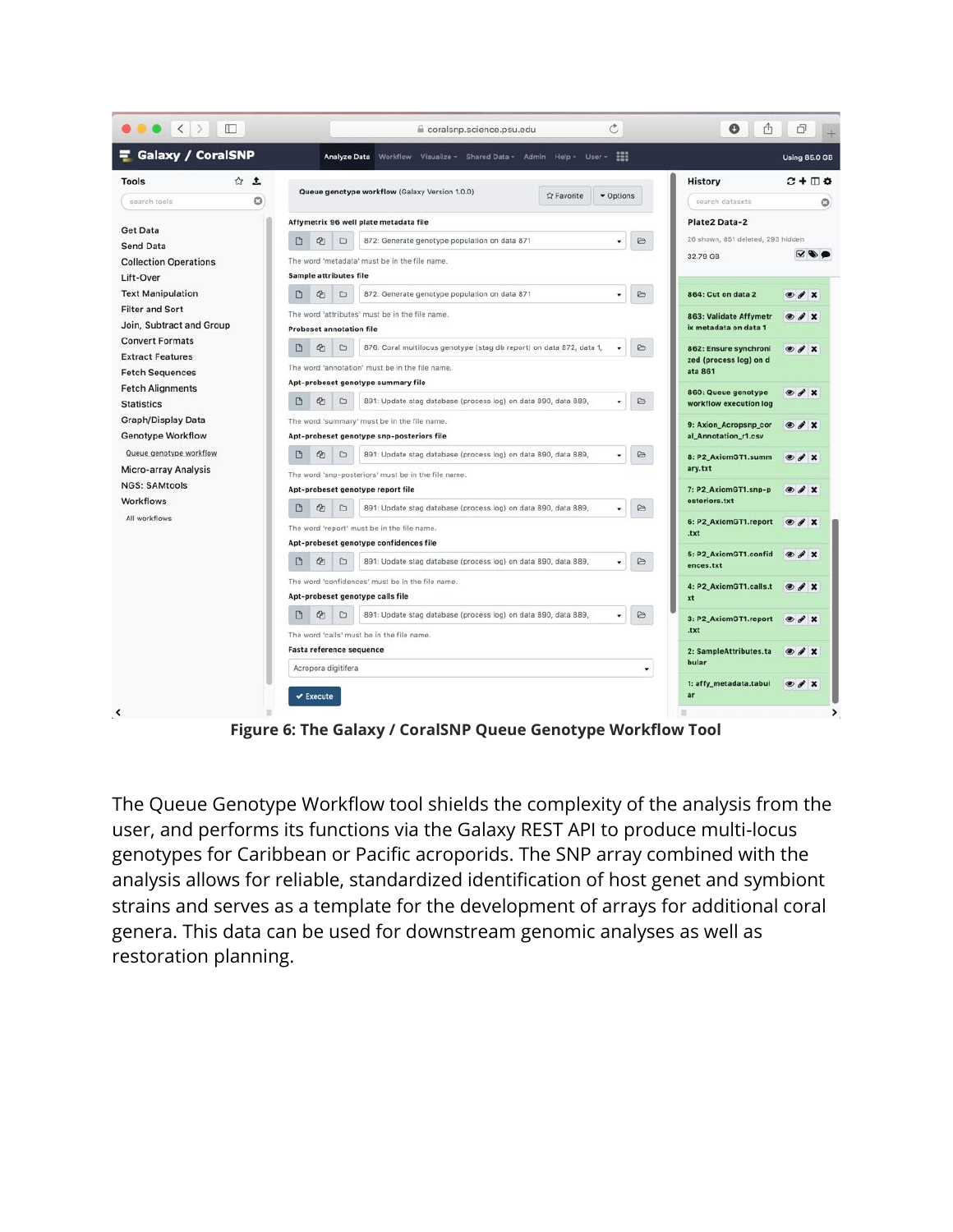**Figure 6: The Galaxy / CoralSNP Queue Genotype Workflow Tool**

The Queue Genotype Workflow tool shields the complexity of the analysis from the user, and performs its functions via the Galaxy REST API to produce multi-locus genotypes for Caribbean or Pacific acroporids. The SNP array combined with the analysis allows for reliable, standardized identification of host genet and symbiont strains and serves as a template for the development of arrays for additional coral genera. This data can be used for downstream genomic analyses as well as restoration planning.